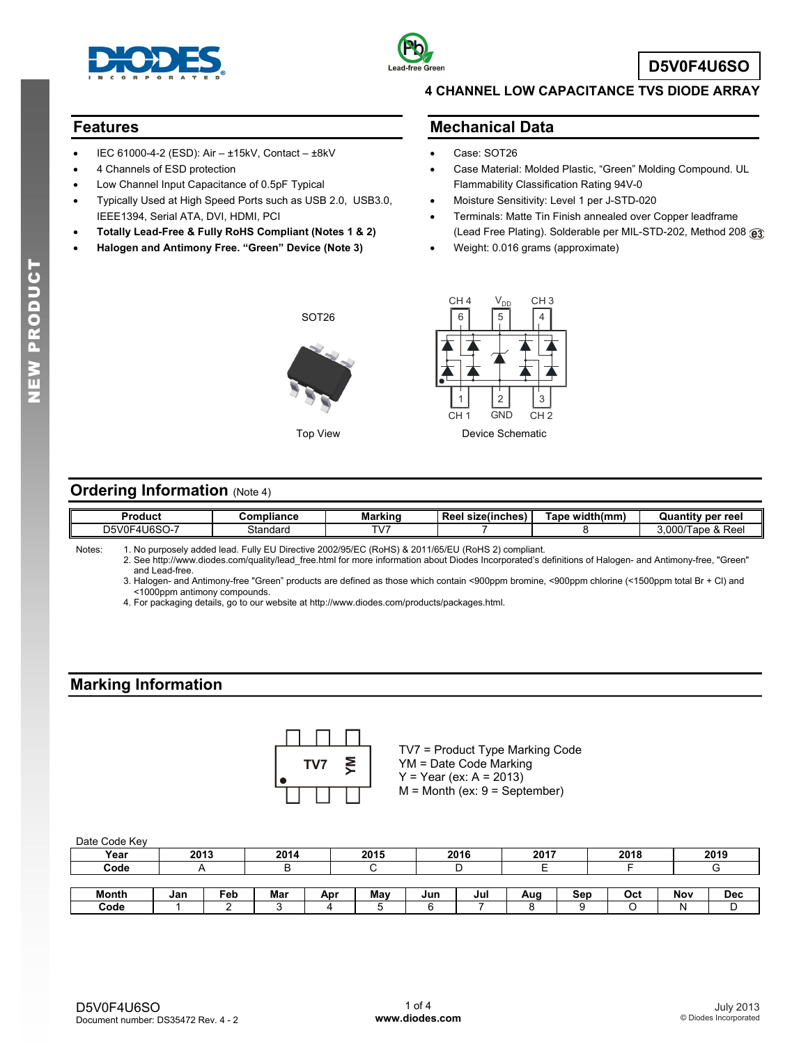# D5V0F4U6SO

## 4 CHANNEL LOW CAPACITANCE TVS DIODE ARRAY

## Features

- IEC 61000-4-2 (ESD): Air – ±15kV, Contact – ±8kV
- 4 Channels of ESD protection
- Low Channel Input Capacitance of 0.5pF Typical
- Typically Used at High Speed Ports such as USB 2.0, USB3.0, IEEE1394, Serial ATA, DVI, HDMI, PCI
- **Totally Lead-Free & Fully RoHS Compliant (Notes 1 & 2)**
- **Halogen and Antimony Free. "Green" Device (Note 3)**

## Mechanical Data

- Case: SOT26
- Case Material: Molded Plastic, "Green" Molding Compound. UL Flammability Classification Rating 94V-0
- Moisture Sensitivity: Level 1 per J-STD-020
- Terminals: Matte Tin Finish annealed over Copper leadframe (Lead Free Plating). Solderable per MIL-STD-202, Method 208 e3
- Weight: 0.016 grams (approximate)

SOT26

Top View

CH 4, $V_{DD}$, CH 3 (pins 6, 5, 4); CH 1, GND, CH 2 (pins 1, 2, 3)

Device Schematic

## Ordering Information (Note 4)

| Product | Compliance | Marking | Reel size(inches) | Tape width(mm) | Quantity per reel |
|---|---|---|---|---|---|
| D5V0F4U6SO-7 | Standard | TV7 | 7 | 8 | 3,000/Tape & Reel |

Notes:
1. No purposely added lead. Fully EU Directive 2002/95/EC (RoHS) & 2011/65/EU (RoHS 2) compliant.
2. See http://www.diodes.com/quality/lead_free.html for more information about Diodes Incorporated's definitions of Halogen- and Antimony-free, "Green" and Lead-free.
3. Halogen- and Antimony-free "Green" products are defined as those which contain <900ppm bromine, <900ppm chlorine (<1500ppm total Br + Cl) and <1000ppm antimony compounds.
4. For packaging details, go to our website at http://www.diodes.com/products/packages.html.

## Marking Information

TV7 YM

TV7 = Product Type Marking Code
YM = Date Code Marking
Y = Year (ex: A = 2013)
M = Month (ex: 9 = September)

Date Code Key

| Year | 2013 | 2014 | 2015 | 2016 | 2017 | 2018 | 2019 |
|---|---|---|---|---|---|---|---|
| Code | A | B | C | D | E | F | G |

| Month | Jan | Feb | Mar | Apr | May | Jun | Jul | Aug | Sep | Oct | Nov | Dec |
|---|---|---|---|---|---|---|---|---|---|---|---|---|
| Code | 1 | 2 | 3 | 4 | 5 | 6 | 7 | 8 | 9 | O | N | D |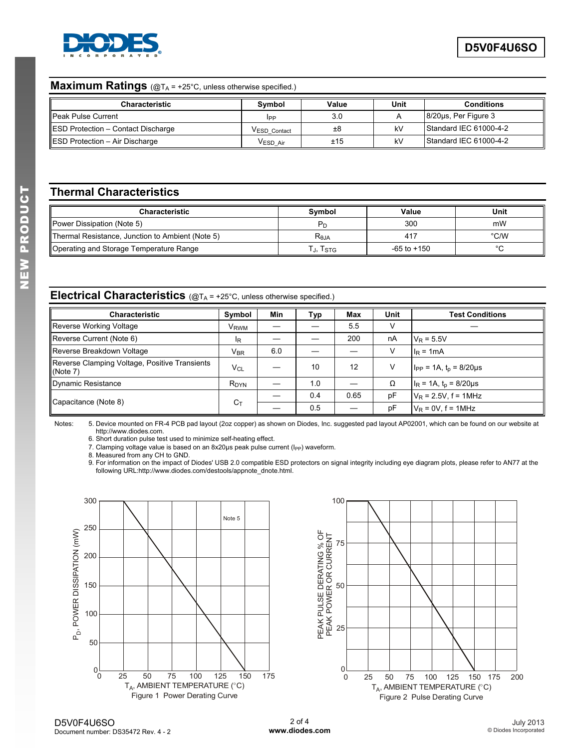## Maximum Ratings (@$T_A$ = +25°C, unless otherwise specified.)

| Characteristic | Symbol | Value | Unit | Conditions |
|---|---|---|---|---|
| Peak Pulse Current | $I_{PP}$ | 3.0 | A | 8/20µs, Per Figure 3 |
| ESD Protection – Contact Discharge | $V_{ESD\_Contact}$ | ±8 | kV | Standard IEC 61000-4-2 |
| ESD Protection – Air Discharge | $V_{ESD\_Air}$ | ±15 | kV | Standard IEC 61000-4-2 |

## Thermal Characteristics

| Characteristic | Symbol | Value | Unit |
|---|---|---|---|
| Power Dissipation (Note 5) | $P_D$ | 300 | mW |
| Thermal Resistance, Junction to Ambient (Note 5) | $R_{\theta JA}$ | 417 | °C/W |
| Operating and Storage Temperature Range | $T_J$, $T_{STG}$ | -65 to +150 | °C |

## Electrical Characteristics (@$T_A$ = +25°C, unless otherwise specified.)

| Characteristic | Symbol | Min | Typ | Max | Unit | Test Conditions |
|---|---|---|---|---|---|---|
| Reverse Working Voltage | $V_{RWM}$ | — | — | 5.5 | V | — |
| Reverse Current (Note 6) | $I_R$ | — | — | 200 | nA | $V_R$ = 5.5V |
| Reverse Breakdown Voltage | $V_{BR}$ | 6.0 | — | — | V | $I_R$ = 1mA |
| Reverse Clamping Voltage, Positive Transients (Note 7) | $V_{CL}$ | — | 10 | 12 | V | $I_{PP}$ = 1A, $t_p$ = 8/20µs |
| Dynamic Resistance | $R_{DYN}$ | — | 1.0 | — | Ω | $I_R$ = 1A, $t_p$ = 8/20µs |
| Capacitance (Note 8) | $C_T$ | — | 0.4 | 0.65 | pF | $V_R$ = 2.5V, f = 1MHz |
| | | — | 0.5 | — | pF | $V_R$ = 0V, f = 1MHz |

Notes:
5. Device mounted on FR-4 PCB pad layout (2oz copper) as shown on Diodes, Inc. suggested pad layout AP02001, which can be found on our website at http://www.diodes.com.
6. Short duration pulse test used to minimize self-heating effect.
7. Clamping voltage value is based on an 8x20µs peak pulse current ($I_{PP}$) waveform.
8. Measured from any CH to GND.
9. For information on the impact of Diodes' USB 2.0 compatible ESD protectors on signal integrity including eye diagram plots, please refer to AN77 at the following URL:http://www.diodes.com/destools/appnote_dnote.html.

Figure 1 Power Derating Curve

Figure 2 Pulse Derating Curve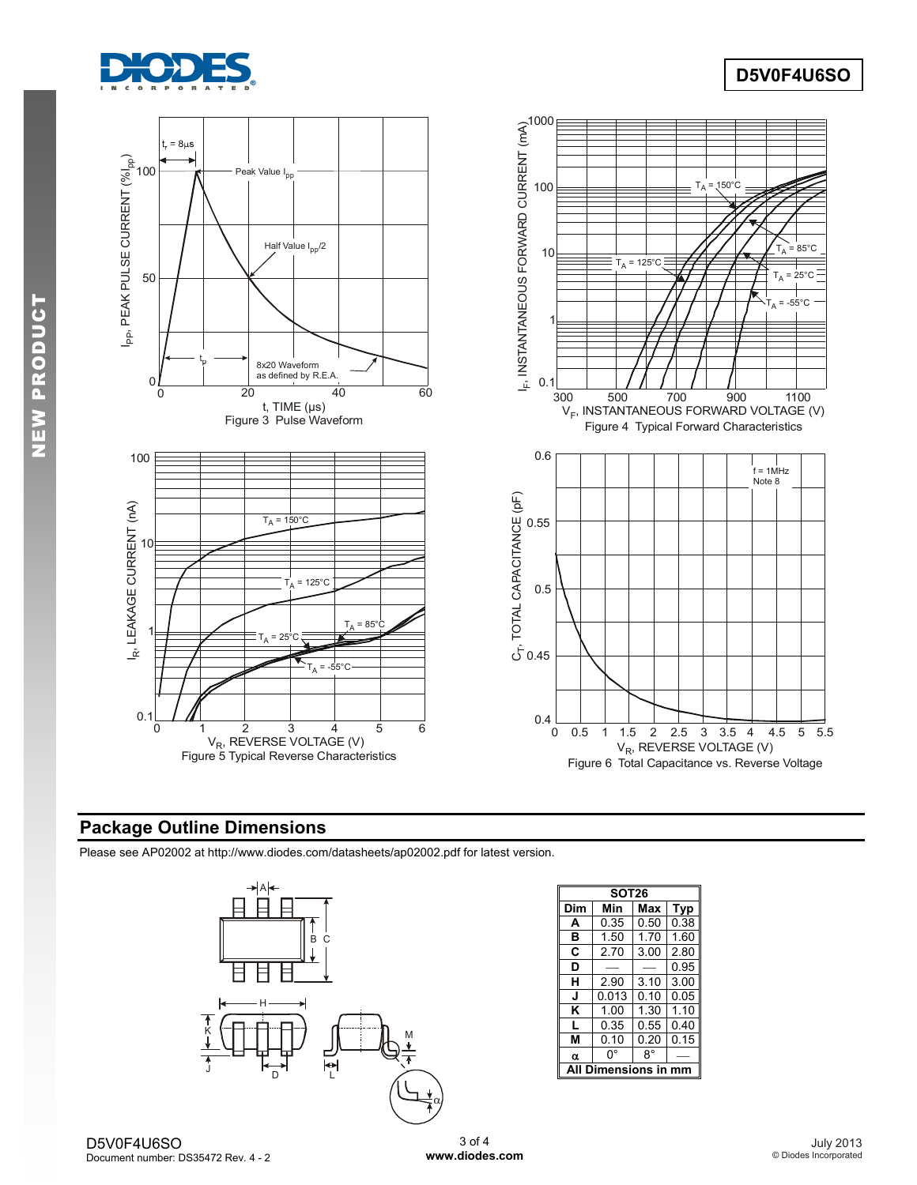Figure 3 Pulse Waveform

Figure 4 Typical Forward Characteristics

Figure 5 Typical Reverse Characteristics

Figure 6 Total Capacitance vs. Reverse Voltage

## Package Outline Dimensions

Please see AP02002 at http://www.diodes.com/datasheets/ap02002.pdf for latest version.

| SOT26 | | | |
|---|---|---|---|
| Dim | Min | Max | Typ |
| A | 0.35 | 0.50 | 0.38 |
| B | 1.50 | 1.70 | 1.60 |
| C | 2.70 | 3.00 | 2.80 |
| D | — | — | 0.95 |
| H | 2.90 | 3.10 | 3.00 |
| J | 0.013 | 0.10 | 0.05 |
| K | 1.00 | 1.30 | 1.10 |
| L | 0.35 | 0.55 | 0.40 |
| M | 0.10 | 0.20 | 0.15 |
| α | 0° | 8° | — |
| All Dimensions in mm | | | |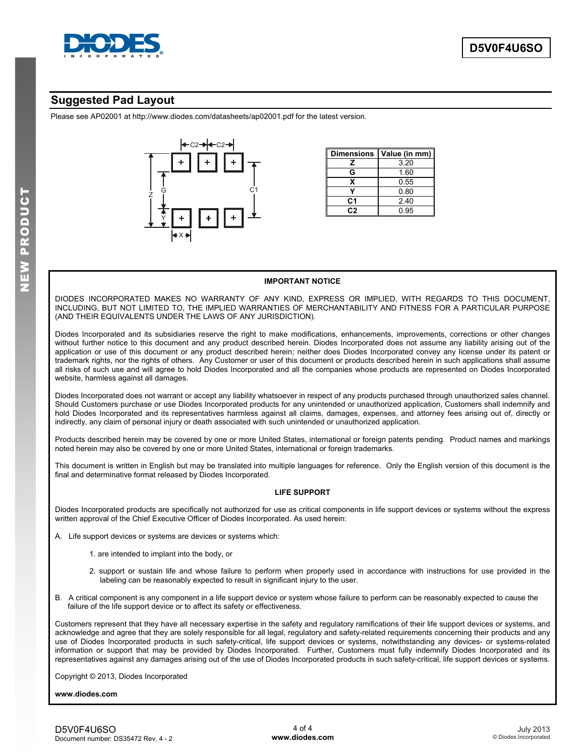## Suggested Pad Layout

Please see AP02001 at http://www.diodes.com/datasheets/ap02001.pdf for the latest version.

C2 C2
Z G C1
Y
X

| Dimensions | Value (in mm) |
|---|---|
| Z | 3.20 |
| G | 1.60 |
| X | 0.55 |
| Y | 0.80 |
| C1 | 2.40 |
| C2 | 0.95 |

**IMPORTANT NOTICE**

DIODES INCORPORATED MAKES NO WARRANTY OF ANY KIND, EXPRESS OR IMPLIED, WITH REGARDS TO THIS DOCUMENT, INCLUDING, BUT NOT LIMITED TO, THE IMPLIED WARRANTIES OF MERCHANTABILITY AND FITNESS FOR A PARTICULAR PURPOSE (AND THEIR EQUIVALENTS UNDER THE LAWS OF ANY JURISDICTION).

Diodes Incorporated and its subsidiaries reserve the right to make modifications, enhancements, improvements, corrections or other changes without further notice to this document and any product described herein. Diodes Incorporated does not assume any liability arising out of the application or use of this document or any product described herein; neither does Diodes Incorporated convey any license under its patent or trademark rights, nor the rights of others. Any Customer or user of this document or products described herein in such applications shall assume all risks of such use and will agree to hold Diodes Incorporated and all the companies whose products are represented on Diodes Incorporated website, harmless against all damages.

Diodes Incorporated does not warrant or accept any liability whatsoever in respect of any products purchased through unauthorized sales channel. Should Customers purchase or use Diodes Incorporated products for any unintended or unauthorized application, Customers shall indemnify and hold Diodes Incorporated and its representatives harmless against all claims, damages, expenses, and attorney fees arising out of, directly or indirectly, any claim of personal injury or death associated with such unintended or unauthorized application.

Products described herein may be covered by one or more United States, international or foreign patents pending. Product names and markings noted herein may also be covered by one or more United States, international or foreign trademarks.

This document is written in English but may be translated into multiple languages for reference. Only the English version of this document is the final and determinative format released by Diodes Incorporated.

**LIFE SUPPORT**

Diodes Incorporated products are specifically not authorized for use as critical components in life support devices or systems without the express written approval of the Chief Executive Officer of Diodes Incorporated. As used herein:

A. Life support devices or systems are devices or systems which:

1. are intended to implant into the body, or
2. support or sustain life and whose failure to perform when properly used in accordance with instructions for use provided in the labeling can be reasonably expected to result in significant injury to the user.

B. A critical component is any component in a life support device or system whose failure to perform can be reasonably expected to cause the failure of the life support device or to affect its safety or effectiveness.

Customers represent that they have all necessary expertise in the safety and regulatory ramifications of their life support devices or systems, and acknowledge and agree that they are solely responsible for all legal, regulatory and safety-related requirements concerning their products and any use of Diodes Incorporated products in such safety-critical, life support devices or systems, notwithstanding any devices- or systems-related information or support that may be provided by Diodes Incorporated. Further, Customers must fully indemnify Diodes Incorporated and its representatives against any damages arising out of the use of Diodes Incorporated products in such safety-critical, life support devices or systems.

Copyright © 2013, Diodes Incorporated

**www.diodes.com**